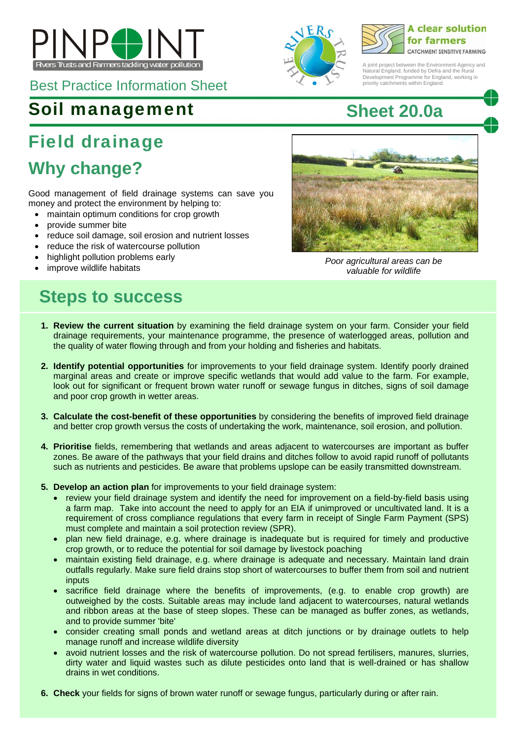# PINPOINT

Rivers Trusts and Farmers tackling water pollution

Best Practice Information Sheet

A clear solution for farmers
CATCHMENT SENSITIVE FARMING

A joint project between the Environment Agency and Natural England, funded by Defra and the Rural Development Programme for England, working in priority catchments within England.

## Soil management

## Sheet 20.0a

## Field drainage

## Why change?

Good management of field drainage systems can save you money and protect the environment by helping to:

- maintain optimum conditions for crop growth
- provide summer bite
- reduce soil damage, soil erosion and nutrient losses
- reduce the risk of watercourse pollution
- highlight pollution problems early
- improve wildlife habitats

*Poor agricultural areas can be valuable for wildlife*

## Steps to success

1. **Review the current situation** by examining the field drainage system on your farm. Consider your field drainage requirements, your maintenance programme, the presence of waterlogged areas, pollution and the quality of water flowing through and from your holding and fisheries and habitats.

2. **Identify potential opportunities** for improvements to your field drainage system. Identify poorly drained marginal areas and create or improve specific wetlands that would add value to the farm. For example, look out for significant or frequent brown water runoff or sewage fungus in ditches, signs of soil damage and poor crop growth in wetter areas.

3. **Calculate the cost-benefit of these opportunities** by considering the benefits of improved field drainage and better crop growth versus the costs of undertaking the work, maintenance, soil erosion, and pollution.

4. **Prioritise** fields, remembering that wetlands and areas adjacent to watercourses are important as buffer zones. Be aware of the pathways that your field drains and ditches follow to avoid rapid runoff of pollutants such as nutrients and pesticides. Be aware that problems upslope can be easily transmitted downstream.

5. **Develop an action plan** for improvements to your field drainage system:
   - review your field drainage system and identify the need for improvement on a field-by-field basis using a farm map. Take into account the need to apply for an EIA if unimproved or uncultivated land. It is a requirement of cross compliance regulations that every farm in receipt of Single Farm Payment (SPS) must complete and maintain a soil protection review (SPR).
   - plan new field drainage, e.g. where drainage is inadequate but is required for timely and productive crop growth, or to reduce the potential for soil damage by livestock poaching
   - maintain existing field drainage, e.g. where drainage is adequate and necessary. Maintain land drain outfalls regularly. Make sure field drains stop short of watercourses to buffer them from soil and nutrient inputs
   - sacrifice field drainage where the benefits of improvements, (e.g. to enable crop growth) are outweighed by the costs. Suitable areas may include land adjacent to watercourses, natural wetlands and ribbon areas at the base of steep slopes. These can be managed as buffer zones, as wetlands, and to provide summer 'bite'
   - consider creating small ponds and wetland areas at ditch junctions or by drainage outlets to help manage runoff and increase wildlife diversity
   - avoid nutrient losses and the risk of watercourse pollution. Do not spread fertilisers, manures, slurries, dirty water and liquid wastes such as dilute pesticides onto land that is well-drained or has shallow drains in wet conditions.

6. **Check** your fields for signs of brown water runoff or sewage fungus, particularly during or after rain.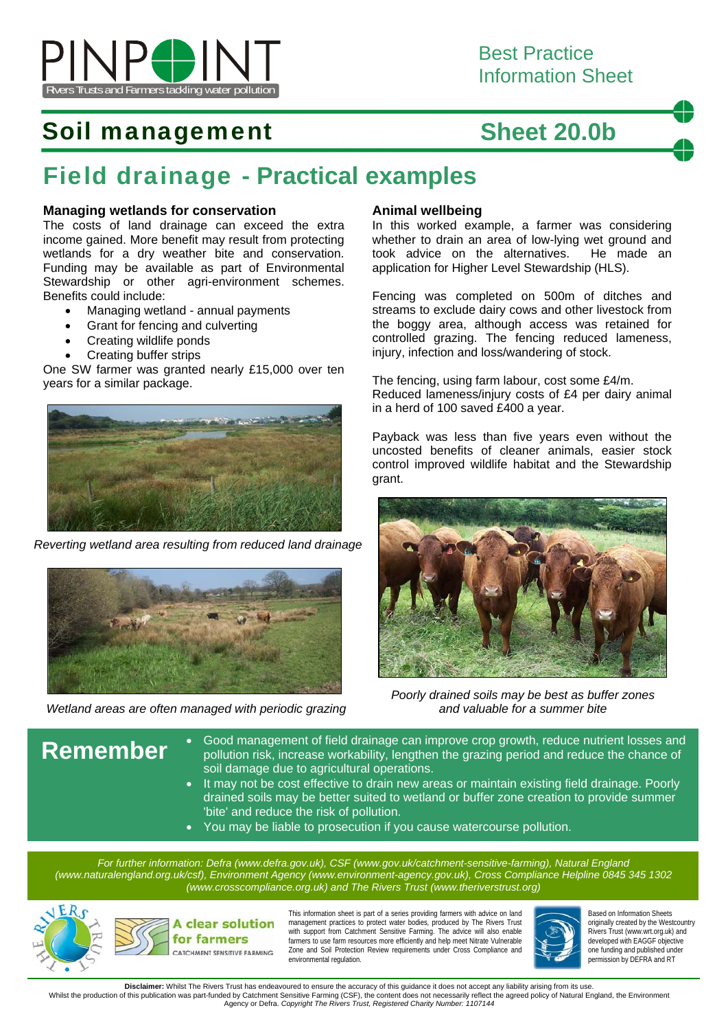# Soil management

Best Practice Information Sheet

Sheet 20.0b

## Field drainage - Practical examples

### Managing wetlands for conservation

The costs of land drainage can exceed the extra income gained. More benefit may result from protecting wetlands for a dry weather bite and conservation. Funding may be available as part of Environmental Stewardship or other agri-environment schemes. Benefits could include:

- Managing wetland - annual payments
- Grant for fencing and culverting
- Creating wildlife ponds
- Creating buffer strips

One SW farmer was granted nearly £15,000 over ten years for a similar package.

*Reverting wetland area resulting from reduced land drainage*

*Wetland areas are often managed with periodic grazing*

### Animal wellbeing

In this worked example, a farmer was considering whether to drain an area of low-lying wet ground and took advice on the alternatives. He made an application for Higher Level Stewardship (HLS).

Fencing was completed on 500m of ditches and streams to exclude dairy cows and other livestock from the boggy area, although access was retained for controlled grazing. The fencing reduced lameness, injury, infection and loss/wandering of stock.

The fencing, using farm labour, cost some £4/m. Reduced lameness/injury costs of £4 per dairy animal in a herd of 100 saved £400 a year.

Payback was less than five years even without the uncosted benefits of cleaner animals, easier stock control improved wildlife habitat and the Stewardship grant.

*Poorly drained soils may be best as buffer zones and valuable for a summer bite*

## Remember

- Good management of field drainage can improve crop growth, reduce nutrient losses and pollution risk, increase workability, lengthen the grazing period and reduce the chance of soil damage due to agricultural operations.
- It may not be cost effective to drain new areas or maintain existing field drainage. Poorly drained soils may be better suited to wetland or buffer zone creation to provide summer 'bite' and reduce the risk of pollution.
- You may be liable to prosecution if you cause watercourse pollution.

*For further information: Defra (www.defra.gov.uk), CSF (www.gov.uk/catchment-sensitive-farming), Natural England (www.naturalengland.org.uk/csf), Environment Agency (www.environment-agency.gov.uk), Cross Compliance Helpline 0845 345 1302 (www.crosscompliance.org.uk) and The Rivers Trust (www.theriverstrust.org)*

This information sheet is part of a series providing farmers with advice on land management practices to protect water bodies, produced by The Rivers Trust with support from Catchment Sensitive Farming. The advice will also enable farmers to use farm resources more efficiently and help meet Nitrate Vulnerable Zone and Soil Protection Review requirements under Cross Compliance and environmental regulation.

Based on Information Sheets originally created by the Westcountry Rivers Trust (www.wrt.org.uk) and developed with EAGGF objective one funding and published under permission by DEFRA and RT

**Disclaimer:** Whilst The Rivers Trust has endeavoured to ensure the accuracy of this guidance it does not accept any liability arising from its use.
Whilst the production of this publication was part-funded by Catchment Sensitive Farming (CSF), the content does not necessarily reflect the agreed policy of Natural England, the Environment Agency or Defra. *Copyright The Rivers Trust, Registered Charity Number: 1107144*